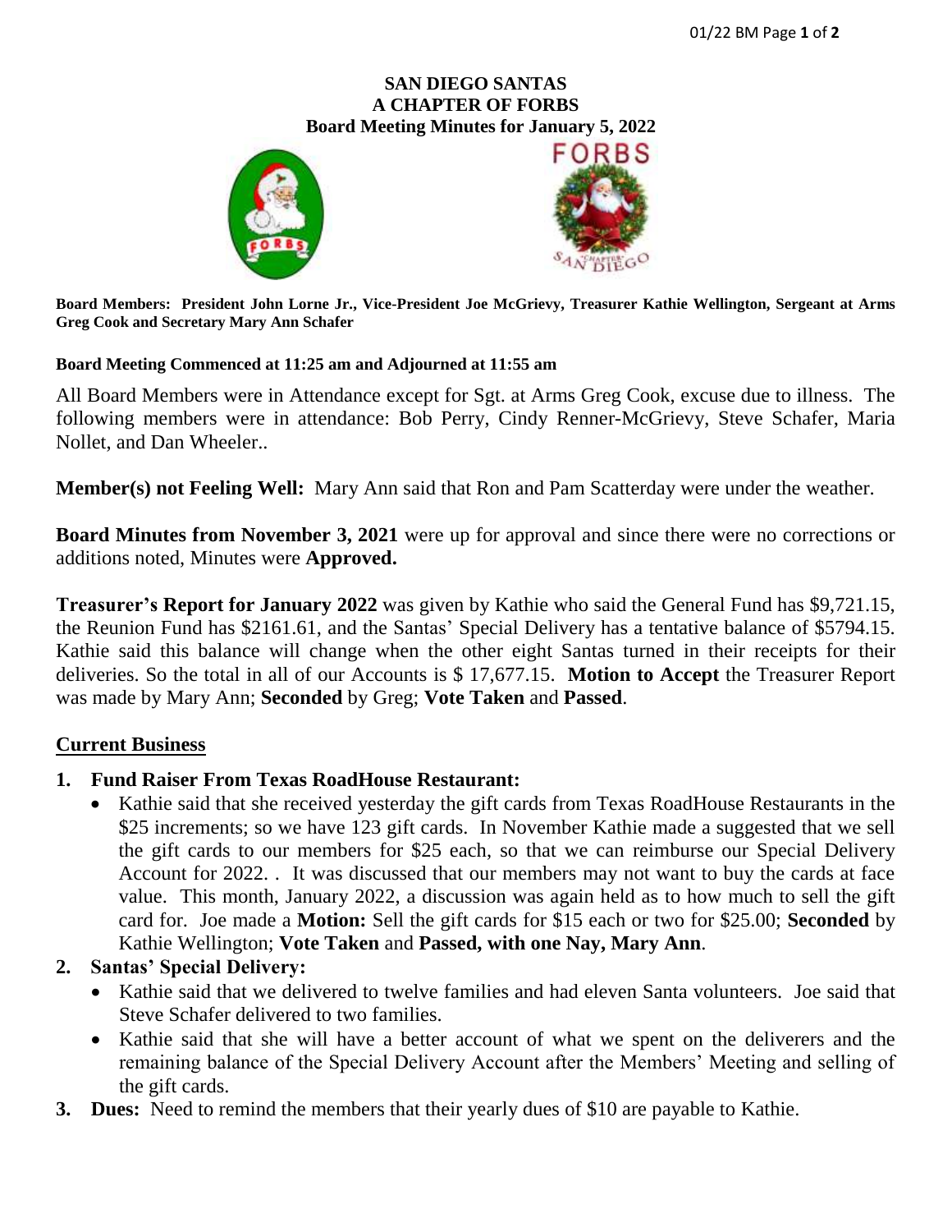# SAN DIEGO SANTAS
# A CHAPTER OF FORBS
## Board Meeting Minutes for January 5, 2022

**Board Members: President John Lorne Jr., Vice-President Joe McGrievy, Treasurer Kathie Wellington, Sergeant at Arms Greg Cook and Secretary Mary Ann Schafer**

**Board Meeting Commenced at 11:25 am and Adjourned at 11:55 am**

All Board Members were in Attendance except for Sgt. at Arms Greg Cook, excuse due to illness. The following members were in attendance: Bob Perry, Cindy Renner-McGrievy, Steve Schafer, Maria Nollet, and Dan Wheeler..

**Member(s) not Feeling Well:** Mary Ann said that Ron and Pam Scatterday were under the weather.

**Board Minutes from November 3, 2021** were up for approval and since there were no corrections or additions noted, Minutes were **Approved.**

**Treasurer's Report for January 2022** was given by Kathie who said the General Fund has $9,721.15, the Reunion Fund has $2161.61, and the Santas' Special Delivery has a tentative balance of $5794.15. Kathie said this balance will change when the other eight Santas turned in their receipts for their deliveries. So the total in all of our Accounts is $ 17,677.15. **Motion to Accept** the Treasurer Report was made by Mary Ann; **Seconded** by Greg; **Vote Taken** and **Passed**.

## Current Business

1. **Fund Raiser From Texas RoadHouse Restaurant:**
   - Kathie said that she received yesterday the gift cards from Texas RoadHouse Restaurants in the $25 increments; so we have 123 gift cards. In November Kathie made a suggested that we sell the gift cards to our members for $25 each, so that we can reimburse our Special Delivery Account for 2022. . It was discussed that our members may not want to buy the cards at face value. This month, January 2022, a discussion was again held as to how much to sell the gift card for. Joe made a **Motion:** Sell the gift cards for $15 each or two for $25.00; **Seconded** by Kathie Wellington; **Vote Taken** and **Passed, with one Nay, Mary Ann**.
2. **Santas' Special Delivery:**
   - Kathie said that we delivered to twelve families and had eleven Santa volunteers. Joe said that Steve Schafer delivered to two families.
   - Kathie said that she will have a better account of what we spent on the deliverers and the remaining balance of the Special Delivery Account after the Members' Meeting and selling of the gift cards.
3. **Dues:** Need to remind the members that their yearly dues of $10 are payable to Kathie.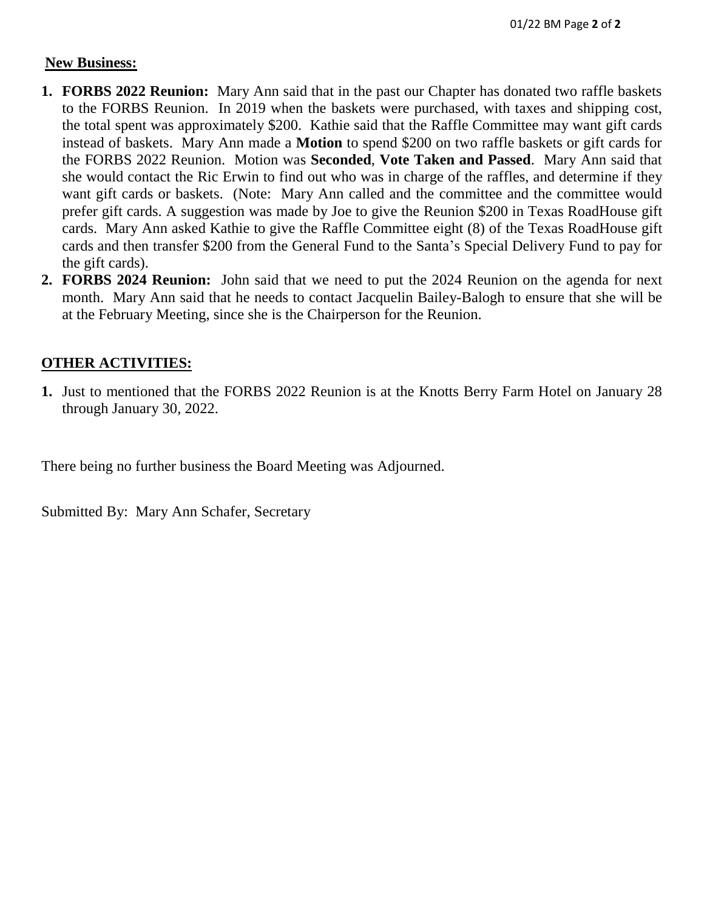**New Business:**

1. **FORBS 2022 Reunion:** Mary Ann said that in the past our Chapter has donated two raffle baskets to the FORBS Reunion. In 2019 when the baskets were purchased, with taxes and shipping cost, the total spent was approximately $200. Kathie said that the Raffle Committee may want gift cards instead of baskets. Mary Ann made a **Motion** to spend $200 on two raffle baskets or gift cards for the FORBS 2022 Reunion. Motion was **Seconded**, **Vote Taken and Passed**. Mary Ann said that she would contact the Ric Erwin to find out who was in charge of the raffles, and determine if they want gift cards or baskets. (Note: Mary Ann called and the committee and the committee would prefer gift cards. A suggestion was made by Joe to give the Reunion $200 in Texas RoadHouse gift cards. Mary Ann asked Kathie to give the Raffle Committee eight (8) of the Texas RoadHouse gift cards and then transfer $200 from the General Fund to the Santa's Special Delivery Fund to pay for the gift cards).
2. **FORBS 2024 Reunion:** John said that we need to put the 2024 Reunion on the agenda for next month. Mary Ann said that he needs to contact Jacquelin Bailey-Balogh to ensure that she will be at the February Meeting, since she is the Chairperson for the Reunion.

**OTHER ACTIVITIES:**

1. Just to mentioned that the FORBS 2022 Reunion is at the Knotts Berry Farm Hotel on January 28 through January 30, 2022.

There being no further business the Board Meeting was Adjourned.

Submitted By: Mary Ann Schafer, Secretary